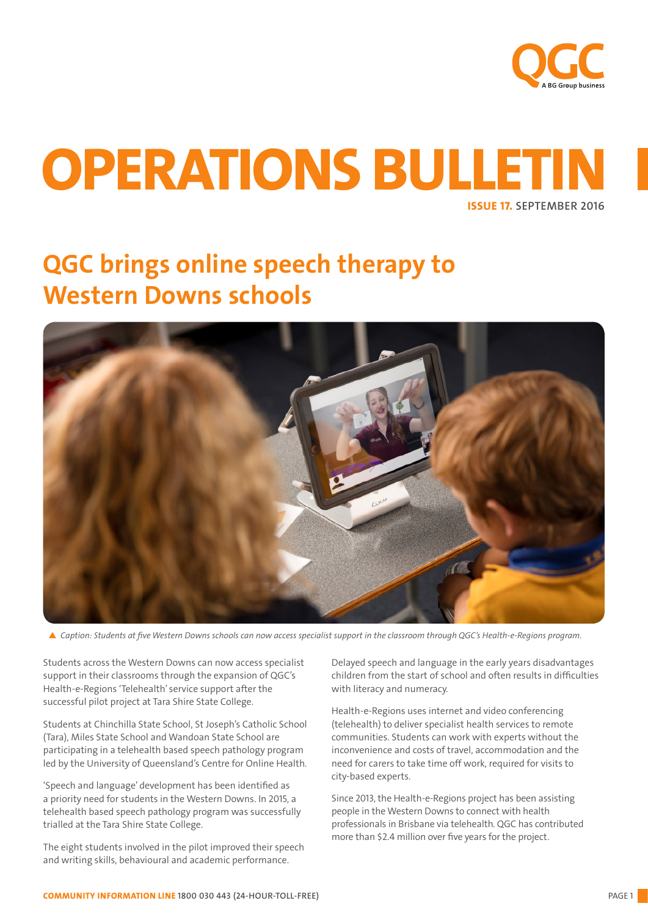# OPERATIONS BULLETIN

**ISSUE 17.** SEPTEMBER 2016

## QGC brings online speech therapy to Western Downs schools

▲ *Caption: Students at five Western Downs schools can now access specialist support in the classroom through QGC's Health-e-Regions program.*

Students across the Western Downs can now access specialist support in their classrooms through the expansion of QGC's Health-e-Regions 'Telehealth' service support after the successful pilot project at Tara Shire State College.

Students at Chinchilla State School, St Joseph's Catholic School (Tara), Miles State School and Wandoan State School are participating in a telehealth based speech pathology program led by the University of Queensland's Centre for Online Health.

'Speech and language' development has been identified as a priority need for students in the Western Downs. In 2015, a telehealth based speech pathology program was successfully trialled at the Tara Shire State College.

The eight students involved in the pilot improved their speech and writing skills, behavioural and academic performance.

Delayed speech and language in the early years disadvantages children from the start of school and often results in difficulties with literacy and numeracy.

Health-e-Regions uses internet and video conferencing (telehealth) to deliver specialist health services to remote communities. Students can work with experts without the inconvenience and costs of travel, accommodation and the need for carers to take time off work, required for visits to city-based experts.

Since 2013, the Health-e-Regions project has been assisting people in the Western Downs to connect with health professionals in Brisbane via telehealth. QGC has contributed more than $2.4 million over five years for the project.

**COMMUNITY INFORMATION LINE** 1800 030 443 (24-HOUR-TOLL-FREE)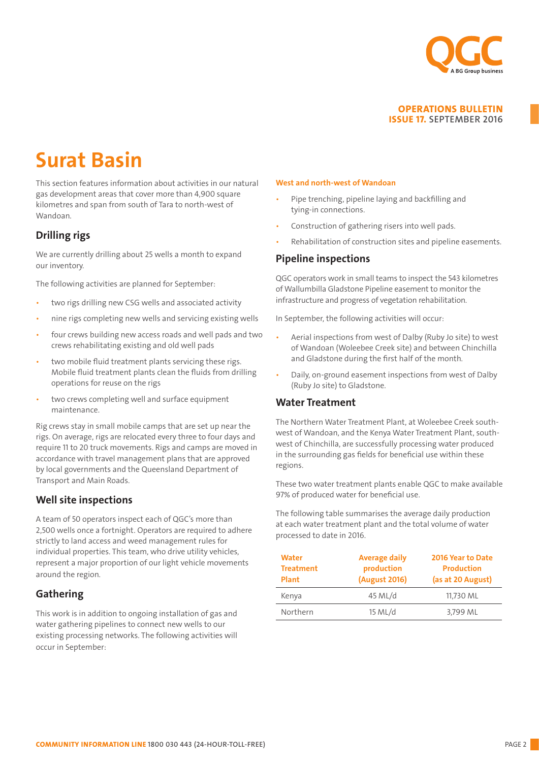# Surat Basin

This section features information about activities in our natural gas development areas that cover more than 4,900 square kilometres and span from south of Tara to north-west of Wandoan.

## Drilling rigs

We are currently drilling about 25 wells a month to expand our inventory.

The following activities are planned for September:

- two rigs drilling new CSG wells and associated activity
- nine rigs completing new wells and servicing existing wells
- four crews building new access roads and well pads and two crews rehabilitating existing and old well pads
- two mobile fluid treatment plants servicing these rigs. Mobile fluid treatment plants clean the fluids from drilling operations for reuse on the rigs
- two crews completing well and surface equipment maintenance.

Rig crews stay in small mobile camps that are set up near the rigs. On average, rigs are relocated every three to four days and require 11 to 20 truck movements. Rigs and camps are moved in accordance with travel management plans that are approved by local governments and the Queensland Department of Transport and Main Roads.

## Well site inspections

A team of 50 operators inspect each of QGC's more than 2,500 wells once a fortnight. Operators are required to adhere strictly to land access and weed management rules for individual properties. This team, who drive utility vehicles, represent a major proportion of our light vehicle movements around the region.

## Gathering

This work is in addition to ongoing installation of gas and water gathering pipelines to connect new wells to our existing processing networks. The following activities will occur in September:

### West and north-west of Wandoan

- Pipe trenching, pipeline laying and backfilling and tying-in connections.
- Construction of gathering risers into well pads.
- Rehabilitation of construction sites and pipeline easements.

## Pipeline inspections

QGC operators work in small teams to inspect the 543 kilometres of Wallumbilla Gladstone Pipeline easement to monitor the infrastructure and progress of vegetation rehabilitation.

In September, the following activities will occur:

- Aerial inspections from west of Dalby (Ruby Jo site) to west of Wandoan (Woleebee Creek site) and between Chinchilla and Gladstone during the first half of the month.
- Daily, on-ground easement inspections from west of Dalby (Ruby Jo site) to Gladstone.

## Water Treatment

The Northern Water Treatment Plant, at Woleebee Creek south-west of Wandoan, and the Kenya Water Treatment Plant, south-west of Chinchilla, are successfully processing water produced in the surrounding gas fields for beneficial use within these regions.

These two water treatment plants enable QGC to make available 97% of produced water for beneficial use.

The following table summarises the average daily production at each water treatment plant and the total volume of water processed to date in 2016.

| Water Treatment Plant | Average daily production (August 2016) | 2016 Year to Date Production (as at 20 August) |
|---|---|---|
| Kenya | 45 ML/d | 11,730 ML |
| Northern | 15 ML/d | 3,799 ML |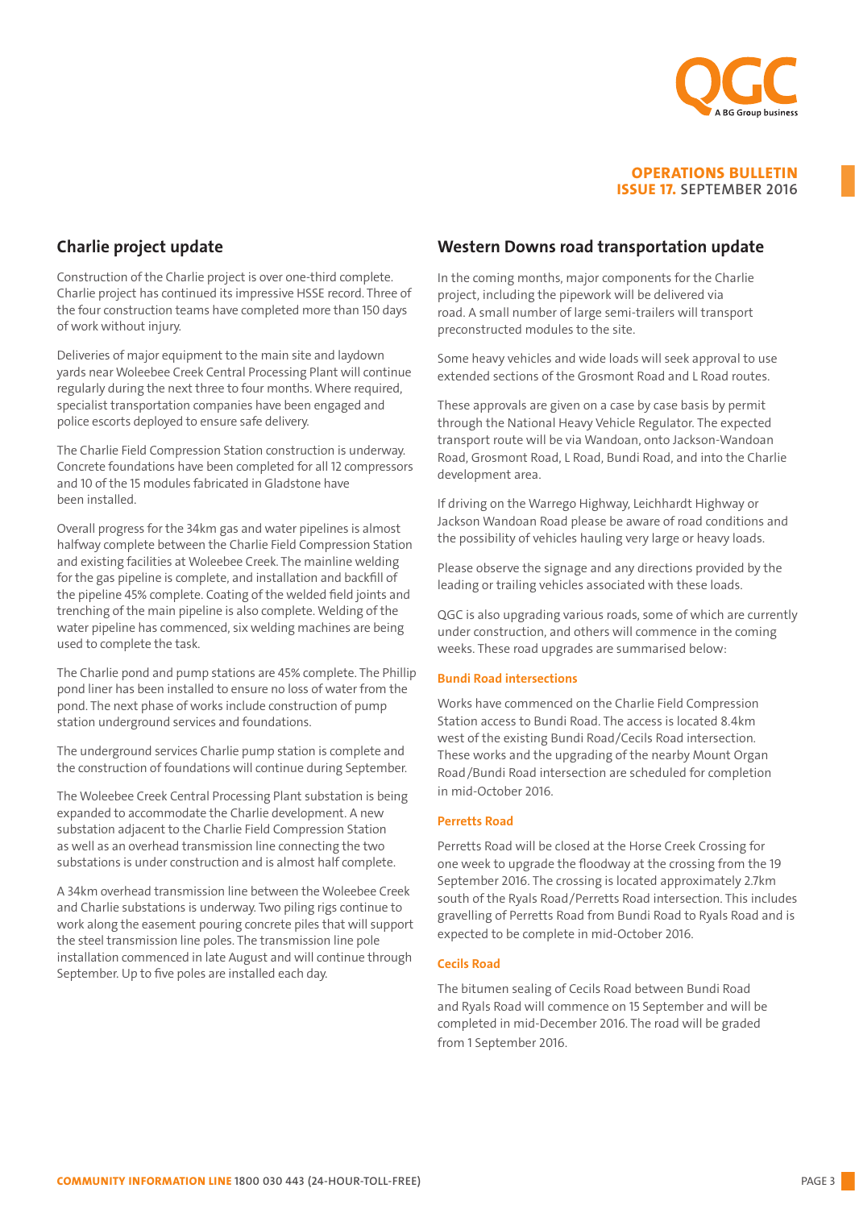## Charlie project update

Construction of the Charlie project is over one-third complete. Charlie project has continued its impressive HSSE record. Three of the four construction teams have completed more than 150 days of work without injury.

Deliveries of major equipment to the main site and laydown yards near Woleebee Creek Central Processing Plant will continue regularly during the next three to four months. Where required, specialist transportation companies have been engaged and police escorts deployed to ensure safe delivery.

The Charlie Field Compression Station construction is underway. Concrete foundations have been completed for all 12 compressors and 10 of the 15 modules fabricated in Gladstone have been installed.

Overall progress for the 34km gas and water pipelines is almost halfway complete between the Charlie Field Compression Station and existing facilities at Woleebee Creek. The mainline welding for the gas pipeline is complete, and installation and backfill of the pipeline 45% complete. Coating of the welded field joints and trenching of the main pipeline is also complete. Welding of the water pipeline has commenced, six welding machines are being used to complete the task.

The Charlie pond and pump stations are 45% complete. The Phillip pond liner has been installed to ensure no loss of water from the pond. The next phase of works include construction of pump station underground services and foundations.

The underground services Charlie pump station is complete and the construction of foundations will continue during September.

The Woleebee Creek Central Processing Plant substation is being expanded to accommodate the Charlie development. A new substation adjacent to the Charlie Field Compression Station as well as an overhead transmission line connecting the two substations is under construction and is almost half complete.

A 34km overhead transmission line between the Woleebee Creek and Charlie substations is underway. Two piling rigs continue to work along the easement pouring concrete piles that will support the steel transmission line poles. The transmission line pole installation commenced in late August and will continue through September. Up to five poles are installed each day.

## Western Downs road transportation update

In the coming months, major components for the Charlie project, including the pipework will be delivered via road. A small number of large semi-trailers will transport preconstructed modules to the site.

Some heavy vehicles and wide loads will seek approval to use extended sections of the Grosmont Road and L Road routes.

These approvals are given on a case by case basis by permit through the National Heavy Vehicle Regulator. The expected transport route will be via Wandoan, onto Jackson-Wandoan Road, Grosmont Road, L Road, Bundi Road, and into the Charlie development area.

If driving on the Warrego Highway, Leichhardt Highway or Jackson Wandoan Road please be aware of road conditions and the possibility of vehicles hauling very large or heavy loads.

Please observe the signage and any directions provided by the leading or trailing vehicles associated with these loads.

QGC is also upgrading various roads, some of which are currently under construction, and others will commence in the coming weeks. These road upgrades are summarised below:

### Bundi Road intersections

Works have commenced on the Charlie Field Compression Station access to Bundi Road. The access is located 8.4km west of the existing Bundi Road/Cecils Road intersection. These works and the upgrading of the nearby Mount Organ Road/Bundi Road intersection are scheduled for completion in mid-October 2016.

### Perretts Road

Perretts Road will be closed at the Horse Creek Crossing for one week to upgrade the floodway at the crossing from the 19 September 2016. The crossing is located approximately 2.7km south of the Ryals Road/Perretts Road intersection. This includes gravelling of Perretts Road from Bundi Road to Ryals Road and is expected to be complete in mid-October 2016.

### Cecils Road

The bitumen sealing of Cecils Road between Bundi Road and Ryals Road will commence on 15 September and will be completed in mid-December 2016. The road will be graded from 1 September 2016.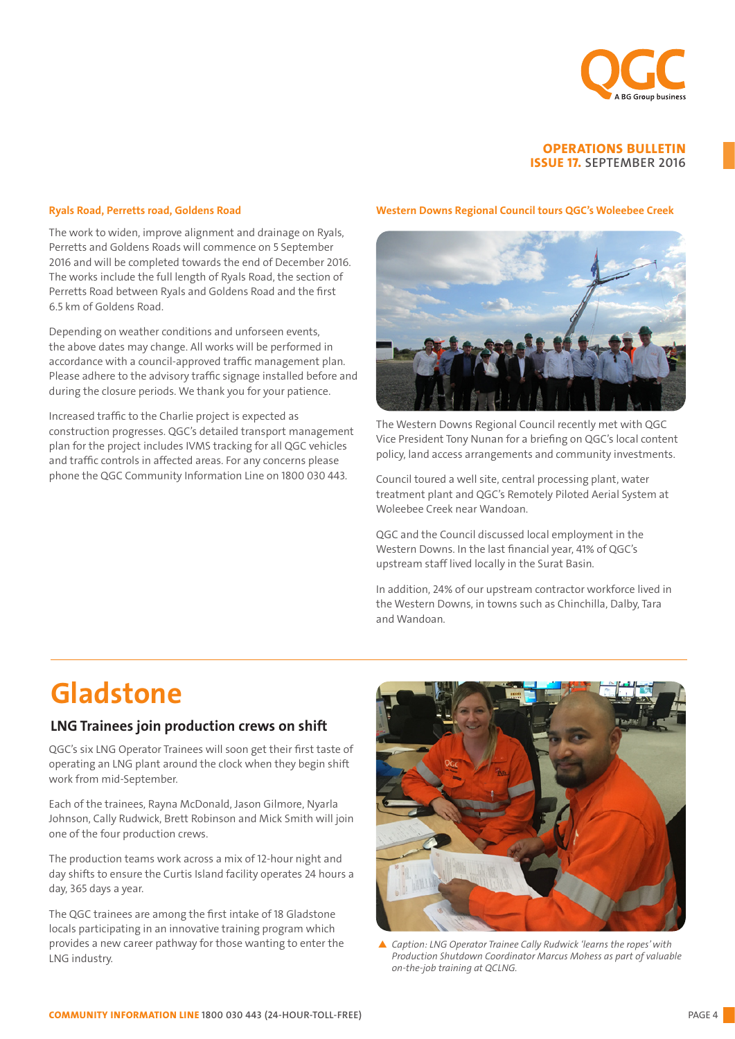### Ryals Road, Perretts road, Goldens Road

The work to widen, improve alignment and drainage on Ryals, Perretts and Goldens Roads will commence on 5 September 2016 and will be completed towards the end of December 2016. The works include the full length of Ryals Road, the section of Perretts Road between Ryals and Goldens Road and the first 6.5 km of Goldens Road.

Depending on weather conditions and unforseen events, the above dates may change. All works will be performed in accordance with a council-approved traffic management plan. Please adhere to the advisory traffic signage installed before and during the closure periods. We thank you for your patience.

Increased traffic to the Charlie project is expected as construction progresses. QGC's detailed transport management plan for the project includes IVMS tracking for all QGC vehicles and traffic controls in affected areas. For any concerns please phone the QGC Community Information Line on 1800 030 443.

### Western Downs Regional Council tours QGC's Woleebee Creek

The Western Downs Regional Council recently met with QGC Vice President Tony Nunan for a briefing on QGC's local content policy, land access arrangements and community investments.

Council toured a well site, central processing plant, water treatment plant and QGC's Remotely Piloted Aerial System at Woleebee Creek near Wandoan.

QGC and the Council discussed local employment in the Western Downs. In the last financial year, 41% of QGC's upstream staff lived locally in the Surat Basin.

In addition, 24% of our upstream contractor workforce lived in the Western Downs, in towns such as Chinchilla, Dalby, Tara and Wandoan.

# Gladstone

## LNG Trainees join production crews on shift

QGC's six LNG Operator Trainees will soon get their first taste of operating an LNG plant around the clock when they begin shift work from mid-September.

Each of the trainees, Rayna McDonald, Jason Gilmore, Nyarla Johnson, Cally Rudwick, Brett Robinson and Mick Smith will join one of the four production crews.

The production teams work across a mix of 12-hour night and day shifts to ensure the Curtis Island facility operates 24 hours a day, 365 days a year.

The QGC trainees are among the first intake of 18 Gladstone locals participating in an innovative training program which provides a new career pathway for those wanting to enter the LNG industry.

▲ *Caption: LNG Operator Trainee Cally Rudwick 'learns the ropes' with Production Shutdown Coordinator Marcus Mohess as part of valuable on-the-job training at QCLNG.*

**COMMUNITY INFORMATION LINE** 1800 030 443 (24-HOUR-TOLL-FREE)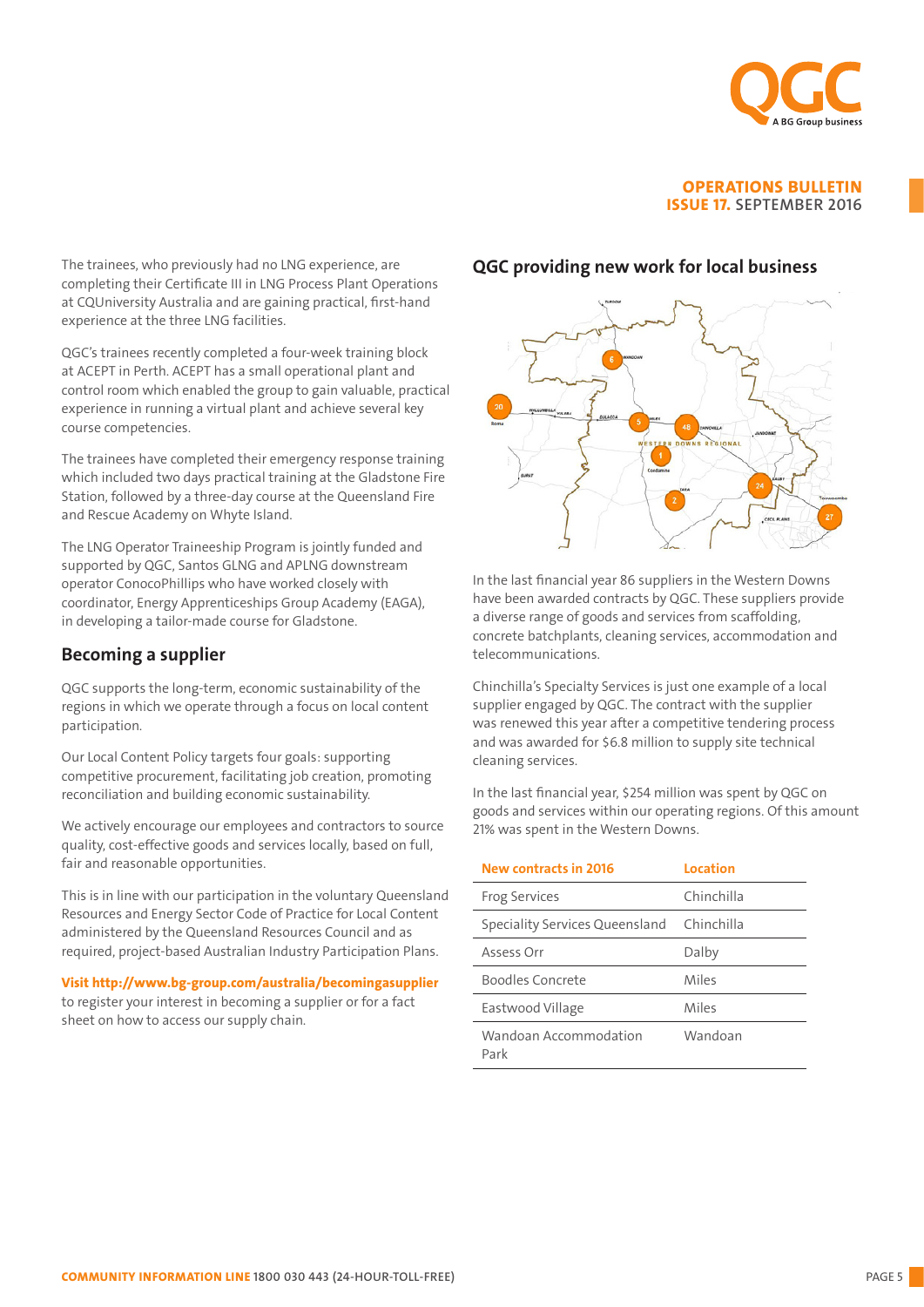The trainees, who previously had no LNG experience, are completing their Certificate III in LNG Process Plant Operations at CQUniversity Australia and are gaining practical, first-hand experience at the three LNG facilities.

QGC's trainees recently completed a four-week training block at ACEPT in Perth. ACEPT has a small operational plant and control room which enabled the group to gain valuable, practical experience in running a virtual plant and achieve several key course competencies.

The trainees have completed their emergency response training which included two days practical training at the Gladstone Fire Station, followed by a three-day course at the Queensland Fire and Rescue Academy on Whyte Island.

The LNG Operator Traineeship Program is jointly funded and supported by QGC, Santos GLNG and APLNG downstream operator ConocoPhillips who have worked closely with coordinator, Energy Apprenticeships Group Academy (EAGA), in developing a tailor-made course for Gladstone.

## Becoming a supplier

QGC supports the long-term, economic sustainability of the regions in which we operate through a focus on local content participation.

Our Local Content Policy targets four goals: supporting competitive procurement, facilitating job creation, promoting reconciliation and building economic sustainability.

We actively encourage our employees and contractors to source quality, cost-effective goods and services locally, based on full, fair and reasonable opportunities.

This is in line with our participation in the voluntary Queensland Resources and Energy Sector Code of Practice for Local Content administered by the Queensland Resources Council and as required, project-based Australian Industry Participation Plans.

**Visit http://www.bg-group.com/australia/becomingasupplier** to register your interest in becoming a supplier or for a fact sheet on how to access our supply chain.

## QGC providing new work for local business

In the last financial year 86 suppliers in the Western Downs have been awarded contracts by QGC. These suppliers provide a diverse range of goods and services from scaffolding, concrete batchplants, cleaning services, accommodation and telecommunications.

Chinchilla's Specialty Services is just one example of a local supplier engaged by QGC. The contract with the supplier was renewed this year after a competitive tendering process and was awarded for $6.8 million to supply site technical cleaning services.

In the last financial year, $254 million was spent by QGC on goods and services within our operating regions. Of this amount 21% was spent in the Western Downs.

| New contracts in 2016 | Location |
|---|---|
| Frog Services | Chinchilla |
| Speciality Services Queensland | Chinchilla |
| Assess Orr | Dalby |
| Boodles Concrete | Miles |
| Eastwood Village | Miles |
| Wandoan Accommodation Park | Wandoan |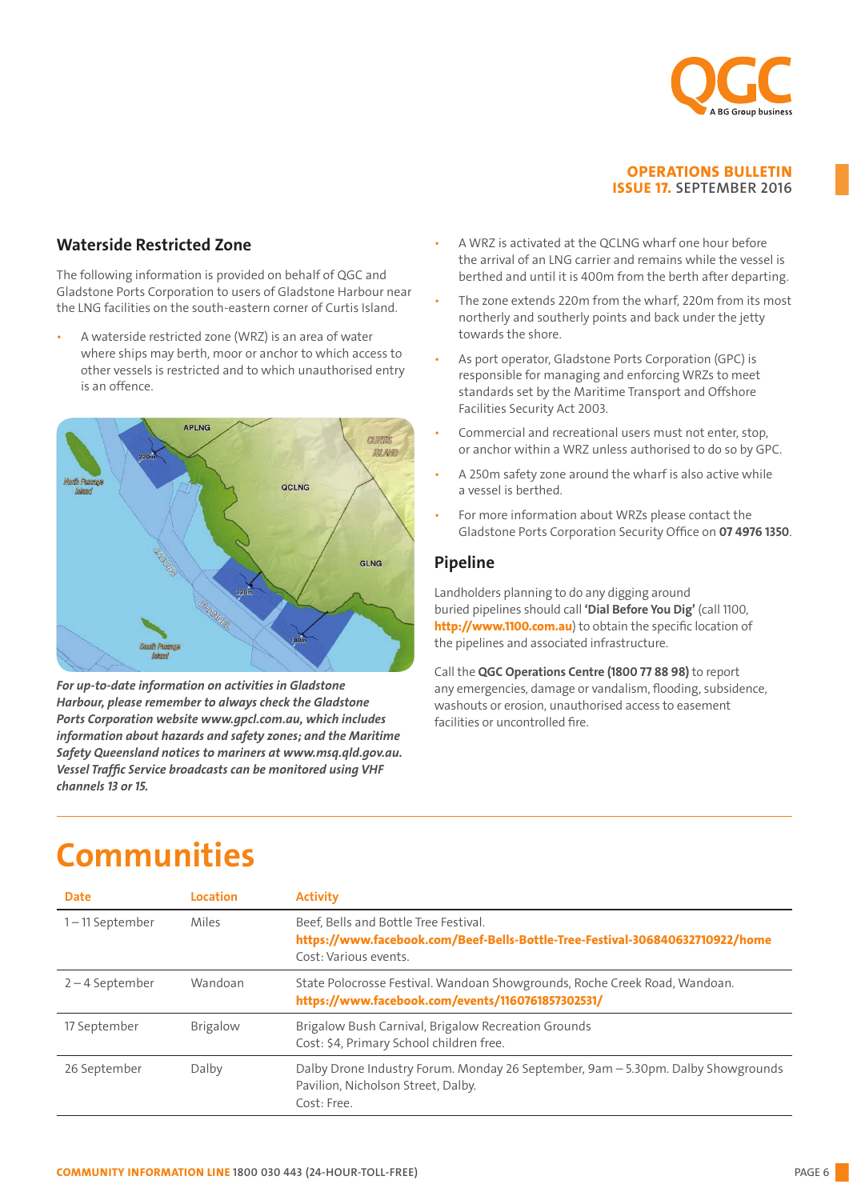## Waterside Restricted Zone

The following information is provided on behalf of QGC and Gladstone Ports Corporation to users of Gladstone Harbour near the LNG facilities on the south-eastern corner of Curtis Island.

- A waterside restricted zone (WRZ) is an area of water where ships may berth, moor or anchor to which access to other vessels is restricted and to which unauthorised entry is an offence.

*For up-to-date information on activities in Gladstone Harbour, please remember to always check the Gladstone Ports Corporation website www.gpcl.com.au, which includes information about hazards and safety zones; and the Maritime Safety Queensland notices to mariners at www.msq.qld.gov.au. Vessel Traffic Service broadcasts can be monitored using VHF channels 13 or 15.*

- A WRZ is activated at the QCLNG wharf one hour before the arrival of an LNG carrier and remains while the vessel is berthed and until it is 400m from the berth after departing.
- The zone extends 220m from the wharf, 220m from its most northerly and southerly points and back under the jetty towards the shore.
- As port operator, Gladstone Ports Corporation (GPC) is responsible for managing and enforcing WRZs to meet standards set by the Maritime Transport and Offshore Facilities Security Act 2003.
- Commercial and recreational users must not enter, stop, or anchor within a WRZ unless authorised to do so by GPC.
- A 250m safety zone around the wharf is also active while a vessel is berthed.
- For more information about WRZs please contact the Gladstone Ports Corporation Security Office on **07 4976 1350**.

## Pipeline

Landholders planning to do any digging around buried pipelines should call **'Dial Before You Dig'** (call 1100, **http://www.1100.com.au**) to obtain the specific location of the pipelines and associated infrastructure.

Call the **QGC Operations Centre (1800 77 88 98)** to report any emergencies, damage or vandalism, flooding, subsidence, washouts or erosion, unauthorised access to easement facilities or uncontrolled fire.

# Communities

| Date | Location | Activity |
|---|---|---|
| 1 – 11 September | Miles | Beef, Bells and Bottle Tree Festival. **https://www.facebook.com/Beef-Bells-Bottle-Tree-Festival-306840632710922/home** Cost: Various events. |
| 2 – 4 September | Wandoan | State Polocrosse Festival. Wandoan Showgrounds, Roche Creek Road, Wandoan. **https://www.facebook.com/events/1160761857302531/** |
| 17 September | Brigalow | Brigalow Bush Carnival, Brigalow Recreation Grounds Cost: $4, Primary School children free. |
| 26 September | Dalby | Dalby Drone Industry Forum. Monday 26 September, 9am – 5.30pm. Dalby Showgrounds Pavilion, Nicholson Street, Dalby. Cost: Free. |

**COMMUNITY INFORMATION LINE** 1800 030 443 (24-HOUR-TOLL-FREE)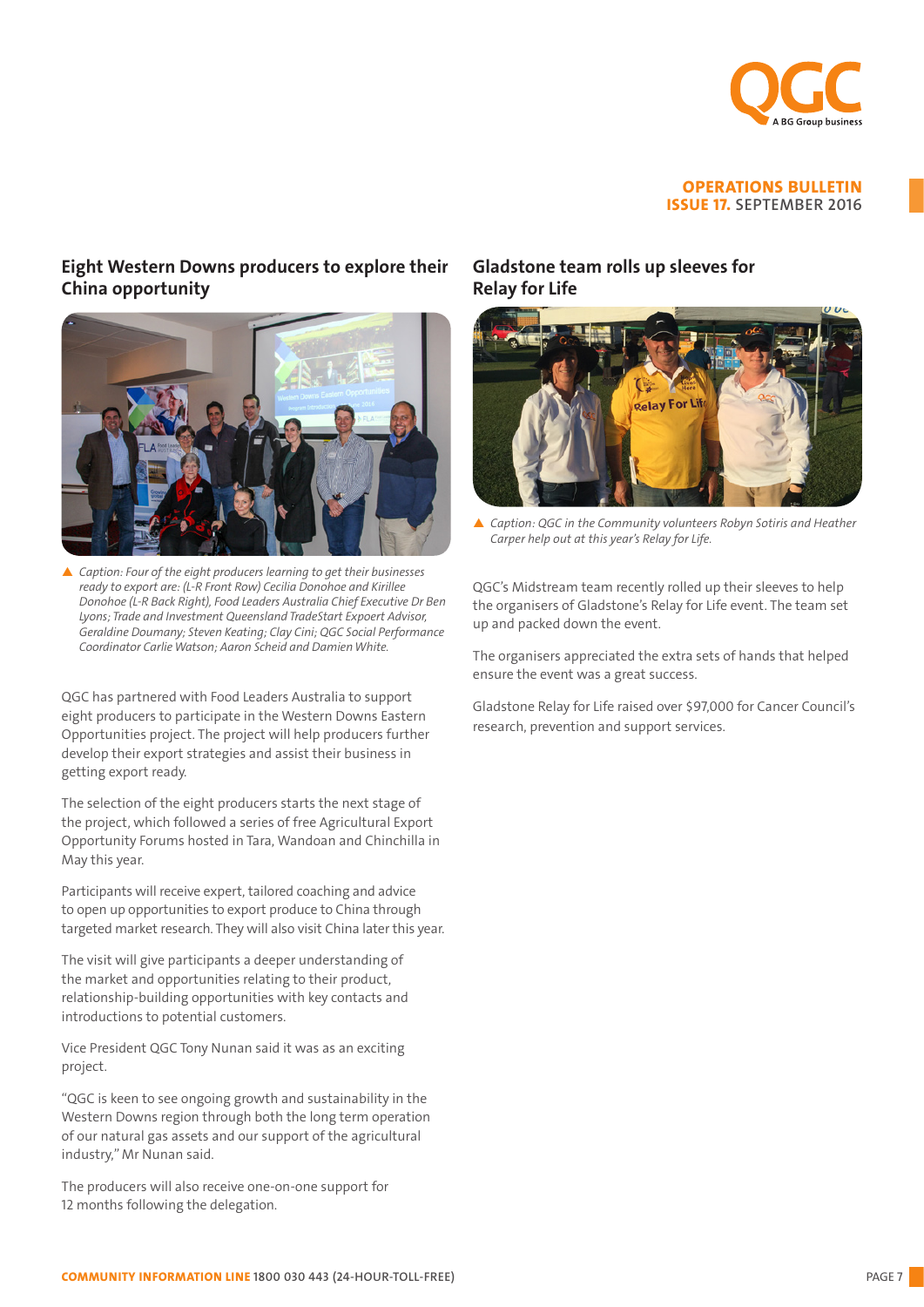## Eight Western Downs producers to explore their China opportunity

▲ *Caption: Four of the eight producers learning to get their businesses ready to export are: (L-R Front Row) Cecilia Donohoe and Kirillee Donohoe (L-R Back Right), Food Leaders Australia Chief Executive Dr Ben Lyons; Trade and Investment Queensland TradeStart Expoert Advisor, Geraldine Doumany; Steven Keating; Clay Cini; QGC Social Performance Coordinator Carlie Watson; Aaron Scheid and Damien White.*

QGC has partnered with Food Leaders Australia to support eight producers to participate in the Western Downs Eastern Opportunities project. The project will help producers further develop their export strategies and assist their business in getting export ready.

The selection of the eight producers starts the next stage of the project, which followed a series of free Agricultural Export Opportunity Forums hosted in Tara, Wandoan and Chinchilla in May this year.

Participants will receive expert, tailored coaching and advice to open up opportunities to export produce to China through targeted market research. They will also visit China later this year.

The visit will give participants a deeper understanding of the market and opportunities relating to their product, relationship-building opportunities with key contacts and introductions to potential customers.

Vice President QGC Tony Nunan said it was as an exciting project.

"QGC is keen to see ongoing growth and sustainability in the Western Downs region through both the long term operation of our natural gas assets and our support of the agricultural industry," Mr Nunan said.

The producers will also receive one-on-one support for 12 months following the delegation.

## Gladstone team rolls up sleeves for Relay for Life

▲ *Caption: QGC in the Community volunteers Robyn Sotiris and Heather Carper help out at this year's Relay for Life.*

QGC's Midstream team recently rolled up their sleeves to help the organisers of Gladstone's Relay for Life event. The team set up and packed down the event.

The organisers appreciated the extra sets of hands that helped ensure the event was a great success.

Gladstone Relay for Life raised over $97,000 for Cancer Council's research, prevention and support services.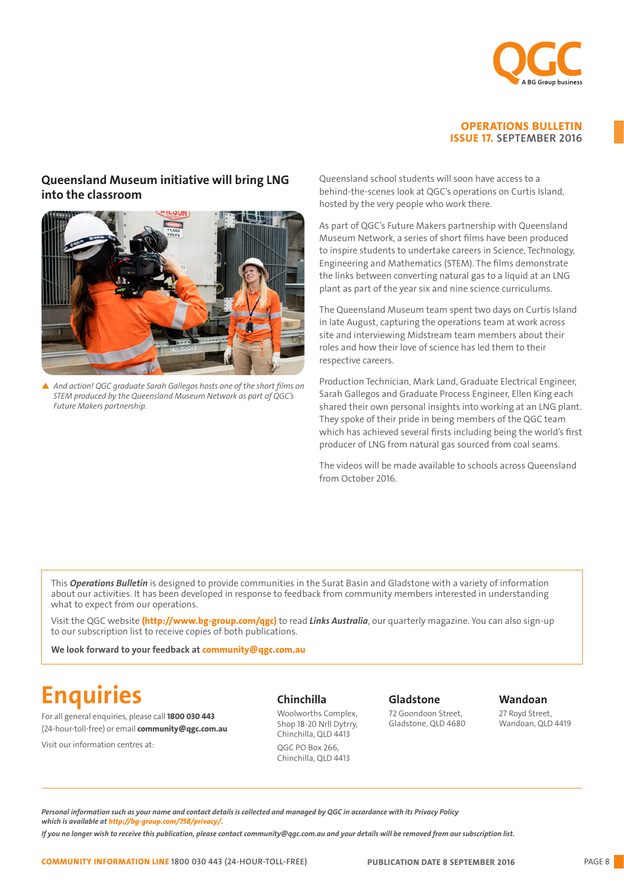## Queensland Museum initiative will bring LNG into the classroom

▲ *And action! QGC graduate Sarah Gallegos hosts one of the short films on STEM produced by the Queensland Museum Network as part of QGC's Future Makers partnership.*

Queensland school students will soon have access to a behind-the-scenes look at QGC's operations on Curtis Island, hosted by the very people who work there.

As part of QGC's Future Makers partnership with Queensland Museum Network, a series of short films have been produced to inspire students to undertake careers in Science, Technology, Engineering and Mathematics (STEM). The films demonstrate the links between converting natural gas to a liquid at an LNG plant as part of the year six and nine science curriculums.

The Queensland Museum team spent two days on Curtis Island in late August, capturing the operations team at work across site and interviewing Midstream team members about their roles and how their love of science has led them to their respective careers.

Production Technician, Mark Land, Graduate Electrical Engineer, Sarah Gallegos and Graduate Process Engineer, Ellen King each shared their own personal insights into working at an LNG plant. They spoke of their pride in being members of the QGC team which has achieved several firsts including being the world's first producer of LNG from natural gas sourced from coal seams.

The videos will be made available to schools across Queensland from October 2016.

This ***Operations Bulletin*** is designed to provide communities in the Surat Basin and Gladstone with a variety of information about our activities. It has been developed in response to feedback from community members interested in understanding what to expect from our operations.

Visit the QGC website **(http://www.bg-group.com/qgc)** to read ***Links Australia***, our quarterly magazine. You can also sign-up to our subscription list to receive copies of both publications.

**We look forward to your feedback at community@qgc.com.au**

# Enquiries

For all general enquiries, please call **1800 030 443** (24-hour-toll-free) or email **community@qgc.com.au**

Visit our information centres at:

### Chinchilla

Woolworths Complex,
Shop 18-20 Nrll Dytrry,
Chinchilla, QLD 4413

QGC PO Box 266,
Chinchilla, QLD 4413

### Gladstone

72 Goondoon Street,
Gladstone, QLD 4680

### Wandoan

27 Royd Street,
Wandoan, QLD 4419

***Personal information such as your name and contact details is collected and managed by QGC in accordance with its Privacy Policy which is available at http://bg-group.com/758/privacy/.***

***If you no longer wish to receive this publication, please contact community@qgc.com.au and your details will be removed from our subscription list.***

**COMMUNITY INFORMATION LINE** 1800 030 443 (24-HOUR-TOLL-FREE)

**PUBLICATION DATE 8 SEPTEMBER 2016**